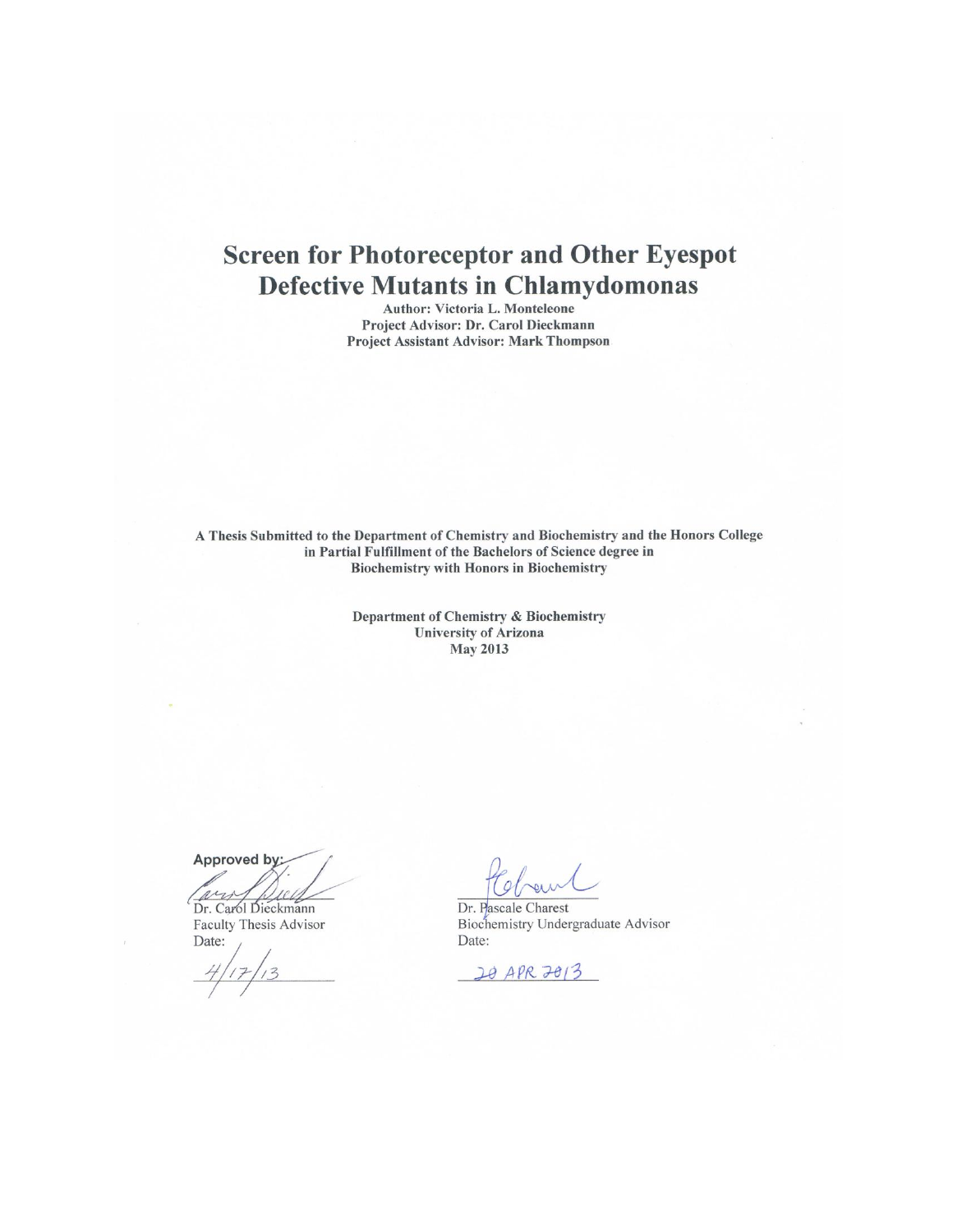# Screen for Photoreceptor and Other Eyespot Defective Mutants in Chlamydomonas

**Author: Victoria L. Monteleone**
**Project Advisor: Dr. Carol Dieckmann**
**Project Assistant Advisor: Mark Thompson**

**A Thesis Submitted to the Department of Chemistry and Biochemistry and the Honors College in Partial Fulfillment of the Bachelors of Science degree in Biochemistry with Honors in Biochemistry**

**Department of Chemistry & Biochemistry**
**University of Arizona**
**May 2013**

**Approved by:**

Dr. Carol Dieckmann
Faculty Thesis Advisor
Date: 4/17/13

Dr. Pascale Charest
Biochemistry Undergraduate Advisor
Date: 20 APR 2013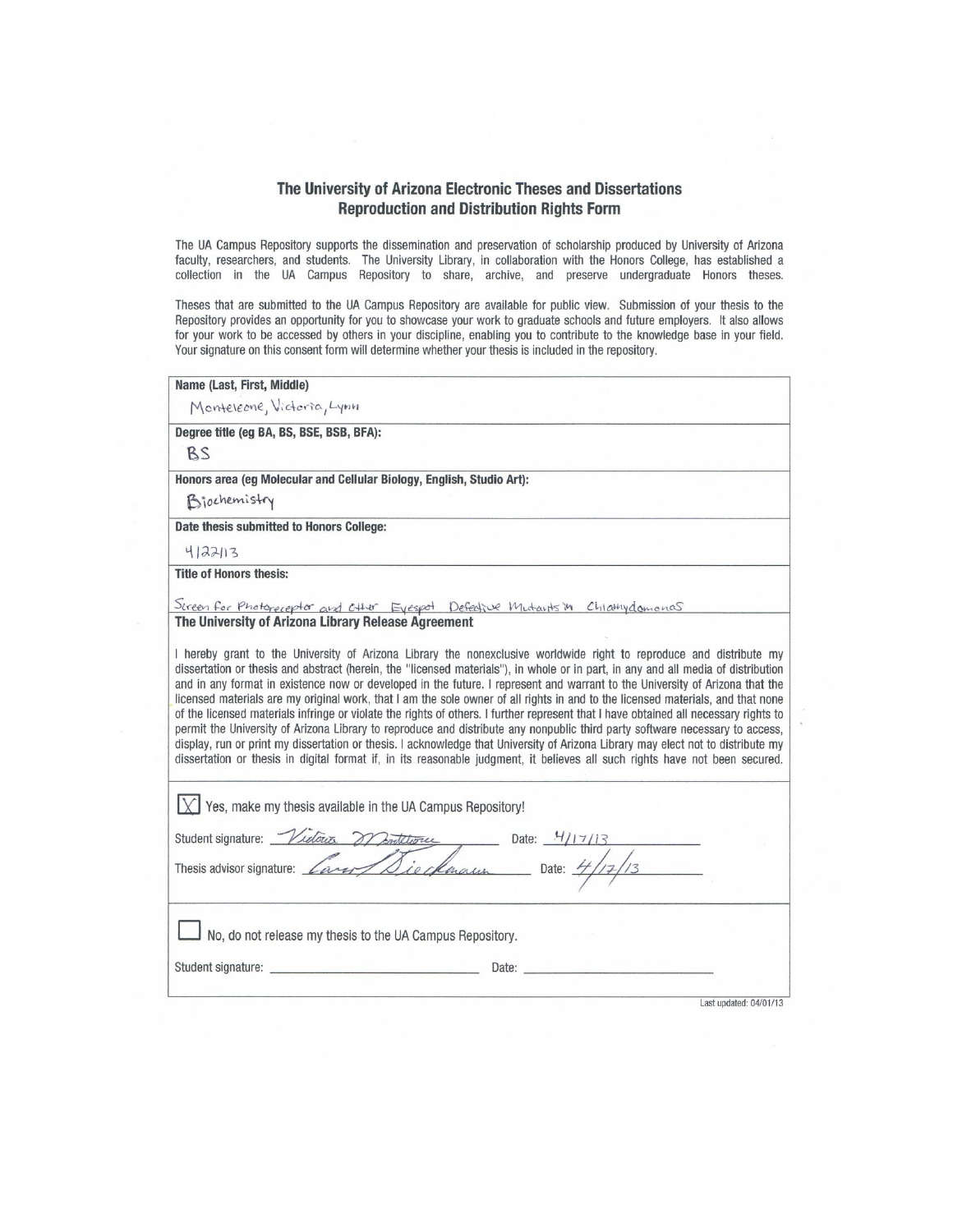# The University of Arizona Electronic Theses and Dissertations Reproduction and Distribution Rights Form

The UA Campus Repository supports the dissemination and preservation of scholarship produced by University of Arizona faculty, researchers, and students. The University Library, in collaboration with the Honors College, has established a collection in the UA Campus Repository to share, archive, and preserve undergraduate Honors theses.

Theses that are submitted to the UA Campus Repository are available for public view. Submission of your thesis to the Repository provides an opportunity for you to showcase your work to graduate schools and future employers. It also allows for your work to be accessed by others in your discipline, enabling you to contribute to the knowledge base in your field. Your signature on this consent form will determine whether your thesis is included in the repository.

**Name (Last, First, Middle)**

Monteleone, Victoria, Lynn

**Degree title (eg BA, BS, BSE, BSB, BFA):**

BS

**Honors area (eg Molecular and Cellular Biology, English, Studio Art):**

Biochemistry

**Date thesis submitted to Honors College:**

4/22/13

**Title of Honors thesis:**

Screen for Photoreceptor and Other Eyespot Defective Mutants in Chlamydomonas

**The University of Arizona Library Release Agreement**

I hereby grant to the University of Arizona Library the nonexclusive worldwide right to reproduce and distribute my dissertation or thesis and abstract (herein, the "licensed materials"), in whole or in part, in any and all media of distribution and in any format in existence now or developed in the future. I represent and warrant to the University of Arizona that the licensed materials are my original work, that I am the sole owner of all rights in and to the licensed materials, and that none of the licensed materials infringe or violate the rights of others. I further represent that I have obtained all necessary rights to permit the University of Arizona Library to reproduce and distribute any nonpublic third party software necessary to access, display, run or print my dissertation or thesis. I acknowledge that University of Arizona Library may elect not to distribute my dissertation or thesis in digital format if, in its reasonable judgment, it believes all such rights have not been secured.

[X] Yes, make my thesis available in the UA Campus Repository!

Student signature: Victoria Monteleone Date: 4/17/13

Thesis advisor signature: Carol Dieckmann Date: 4/17/13

[ ] No, do not release my thesis to the UA Campus Repository.

Student signature: ______________________ Date: ______________________

Last updated: 04/01/13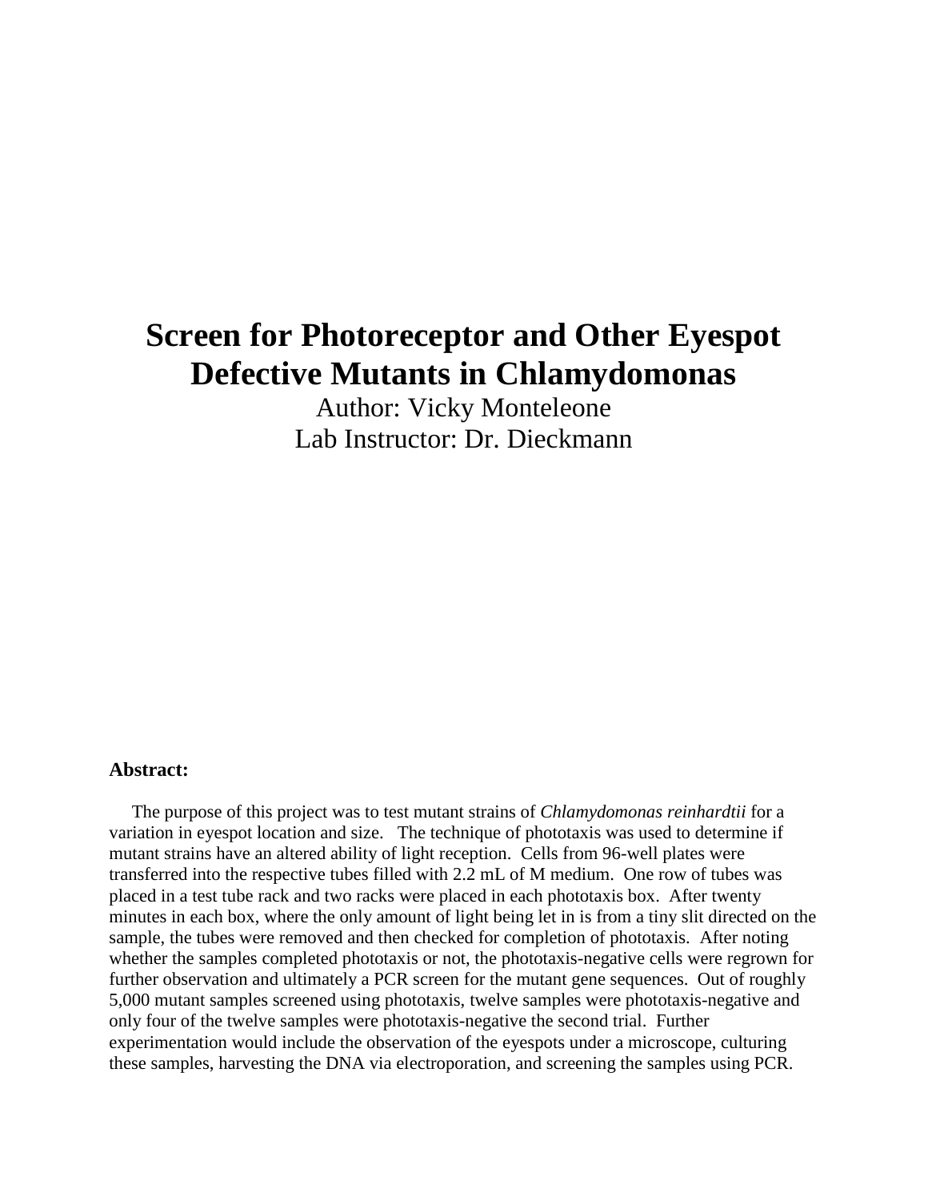# Screen for Photoreceptor and Other Eyespot Defective Mutants in Chlamydomonas

Author: Vicky Monteleone

Lab Instructor: Dr. Dieckmann

**Abstract:**

The purpose of this project was to test mutant strains of *Chlamydomonas reinhardtii* for a variation in eyespot location and size. The technique of phototaxis was used to determine if mutant strains have an altered ability of light reception. Cells from 96-well plates were transferred into the respective tubes filled with 2.2 mL of M medium. One row of tubes was placed in a test tube rack and two racks were placed in each phototaxis box. After twenty minutes in each box, where the only amount of light being let in is from a tiny slit directed on the sample, the tubes were removed and then checked for completion of phototaxis. After noting whether the samples completed phototaxis or not, the phototaxis-negative cells were regrown for further observation and ultimately a PCR screen for the mutant gene sequences. Out of roughly 5,000 mutant samples screened using phototaxis, twelve samples were phototaxis-negative and only four of the twelve samples were phototaxis-negative the second trial. Further experimentation would include the observation of the eyespots under a microscope, culturing these samples, harvesting the DNA via electroporation, and screening the samples using PCR.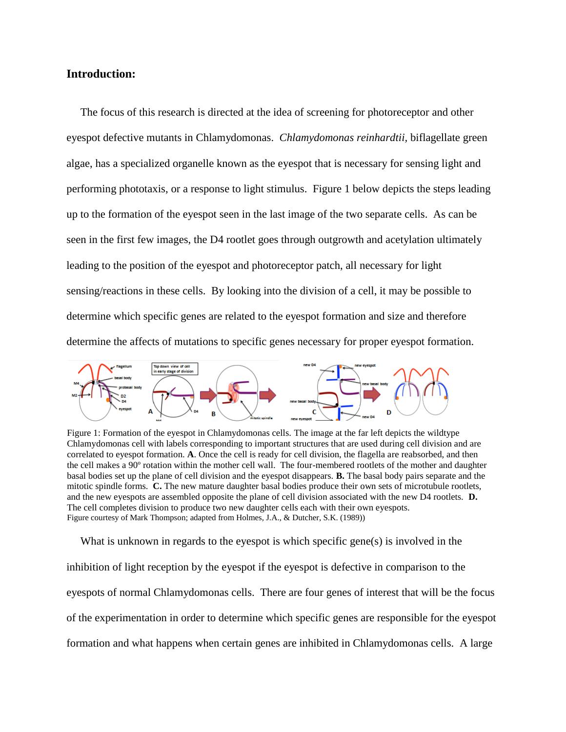## Introduction:

The focus of this research is directed at the idea of screening for photoreceptor and other eyespot defective mutants in Chlamydomonas. *Chlamydomonas reinhardtii*, biflagellate green algae, has a specialized organelle known as the eyespot that is necessary for sensing light and performing phototaxis, or a response to light stimulus. Figure 1 below depicts the steps leading up to the formation of the eyespot seen in the last image of the two separate cells. As can be seen in the first few images, the D4 rootlet goes through outgrowth and acetylation ultimately leading to the position of the eyespot and photoreceptor patch, all necessary for light sensing/reactions in these cells. By looking into the division of a cell, it may be possible to determine which specific genes are related to the eyespot formation and size and therefore determine the affects of mutations to specific genes necessary for proper eyespot formation.

Figure 1: Formation of the eyespot in Chlamydomonas cells. The image at the far left depicts the wildtype Chlamydomonas cell with labels corresponding to important structures that are used during cell division and are correlated to eyespot formation. **A**. Once the cell is ready for cell division, the flagella are reabsorbed, and then the cell makes a 90º rotation within the mother cell wall. The four-membered rootlets of the mother and daughter basal bodies set up the plane of cell division and the eyespot disappears. **B.** The basal body pairs separate and the mitotic spindle forms. **C.** The new mature daughter basal bodies produce their own sets of microtubule rootlets, and the new eyespots are assembled opposite the plane of cell division associated with the new D4 rootlets. **D.** The cell completes division to produce two new daughter cells each with their own eyespots.
Figure courtesy of Mark Thompson; adapted from Holmes, J.A., & Dutcher, S.K. (1989))

What is unknown in regards to the eyespot is which specific gene(s) is involved in the inhibition of light reception by the eyespot if the eyespot is defective in comparison to the eyespots of normal Chlamydomonas cells. There are four genes of interest that will be the focus of the experimentation in order to determine which specific genes are responsible for the eyespot formation and what happens when certain genes are inhibited in Chlamydomonas cells. A large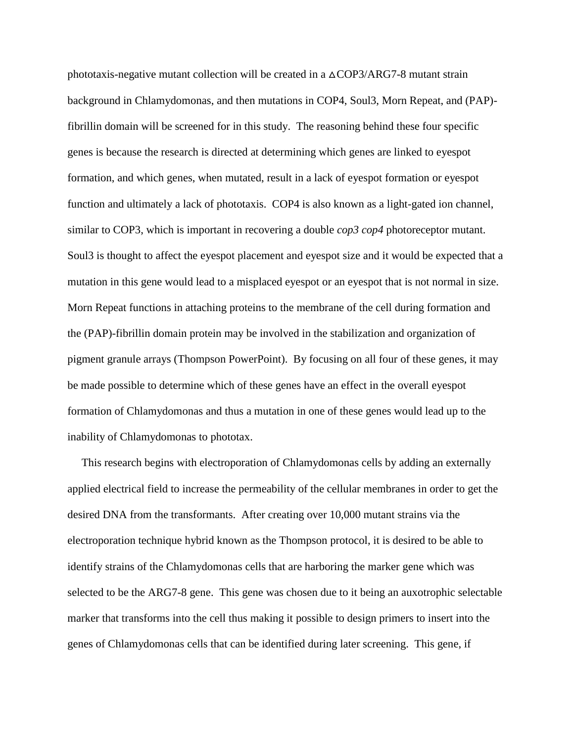phototaxis-negative mutant collection will be created in a $\Delta$COP3/ARG7-8 mutant strain background in Chlamydomonas, and then mutations in COP4, Soul3, Morn Repeat, and (PAP)-fibrillin domain will be screened for in this study. The reasoning behind these four specific genes is because the research is directed at determining which genes are linked to eyespot formation, and which genes, when mutated, result in a lack of eyespot formation or eyespot function and ultimately a lack of phototaxis. COP4 is also known as a light-gated ion channel, similar to COP3, which is important in recovering a double *cop3 cop4* photoreceptor mutant. Soul3 is thought to affect the eyespot placement and eyespot size and it would be expected that a mutation in this gene would lead to a misplaced eyespot or an eyespot that is not normal in size. Morn Repeat functions in attaching proteins to the membrane of the cell during formation and the (PAP)-fibrillin domain protein may be involved in the stabilization and organization of pigment granule arrays (Thompson PowerPoint). By focusing on all four of these genes, it may be made possible to determine which of these genes have an effect in the overall eyespot formation of Chlamydomonas and thus a mutation in one of these genes would lead up to the inability of Chlamydomonas to phototax.

This research begins with electroporation of Chlamydomonas cells by adding an externally applied electrical field to increase the permeability of the cellular membranes in order to get the desired DNA from the transformants. After creating over 10,000 mutant strains via the electroporation technique hybrid known as the Thompson protocol, it is desired to be able to identify strains of the Chlamydomonas cells that are harboring the marker gene which was selected to be the ARG7-8 gene. This gene was chosen due to it being an auxotrophic selectable marker that transforms into the cell thus making it possible to design primers to insert into the genes of Chlamydomonas cells that can be identified during later screening. This gene, if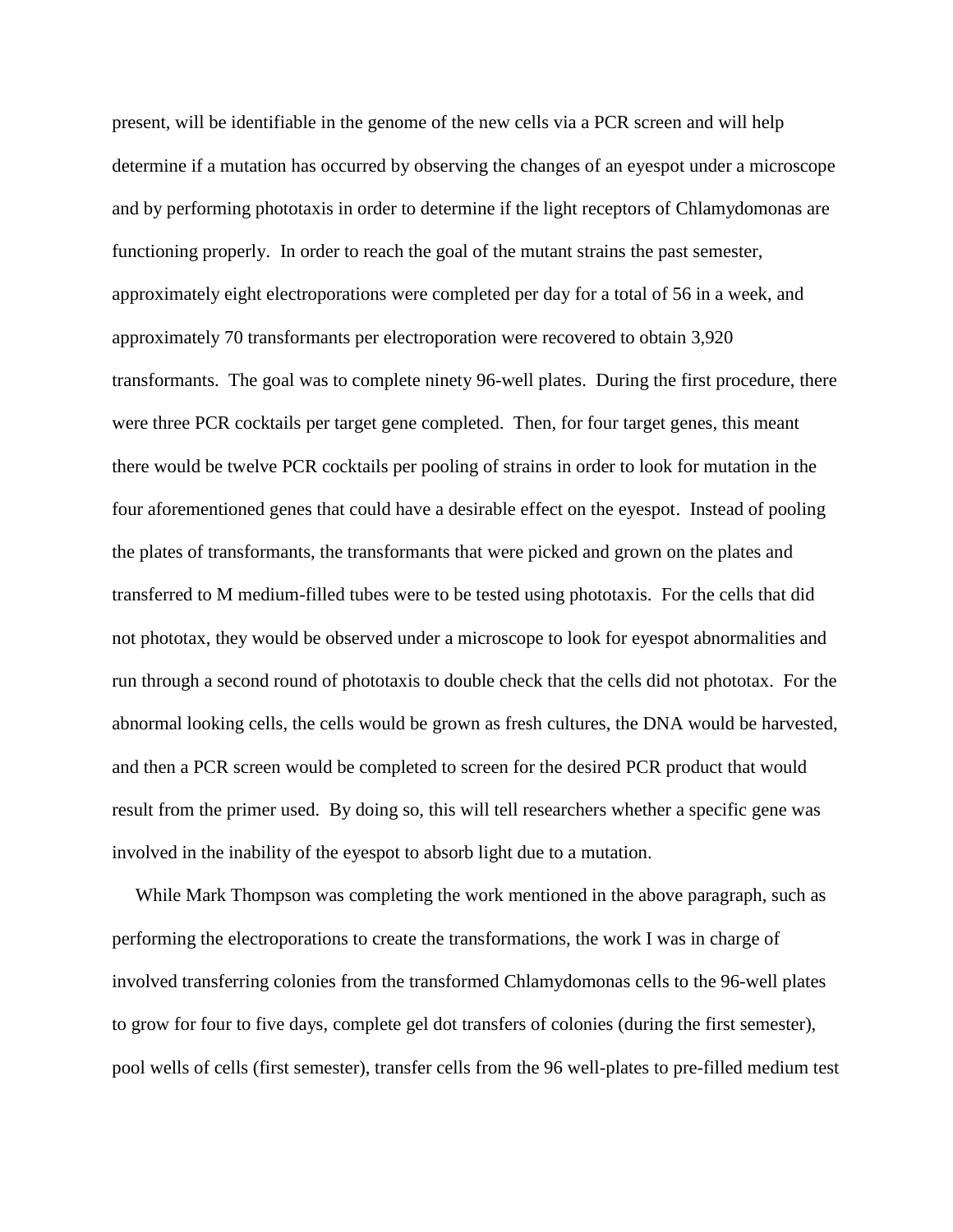present, will be identifiable in the genome of the new cells via a PCR screen and will help determine if a mutation has occurred by observing the changes of an eyespot under a microscope and by performing phototaxis in order to determine if the light receptors of Chlamydomonas are functioning properly. In order to reach the goal of the mutant strains the past semester, approximately eight electroporations were completed per day for a total of 56 in a week, and approximately 70 transformants per electroporation were recovered to obtain 3,920 transformants. The goal was to complete ninety 96-well plates. During the first procedure, there were three PCR cocktails per target gene completed. Then, for four target genes, this meant there would be twelve PCR cocktails per pooling of strains in order to look for mutation in the four aforementioned genes that could have a desirable effect on the eyespot. Instead of pooling the plates of transformants, the transformants that were picked and grown on the plates and transferred to M medium-filled tubes were to be tested using phototaxis. For the cells that did not phototax, they would be observed under a microscope to look for eyespot abnormalities and run through a second round of phototaxis to double check that the cells did not phototax. For the abnormal looking cells, the cells would be grown as fresh cultures, the DNA would be harvested, and then a PCR screen would be completed to screen for the desired PCR product that would result from the primer used. By doing so, this will tell researchers whether a specific gene was involved in the inability of the eyespot to absorb light due to a mutation.

While Mark Thompson was completing the work mentioned in the above paragraph, such as performing the electroporations to create the transformations, the work I was in charge of involved transferring colonies from the transformed Chlamydomonas cells to the 96-well plates to grow for four to five days, complete gel dot transfers of colonies (during the first semester), pool wells of cells (first semester), transfer cells from the 96 well-plates to pre-filled medium test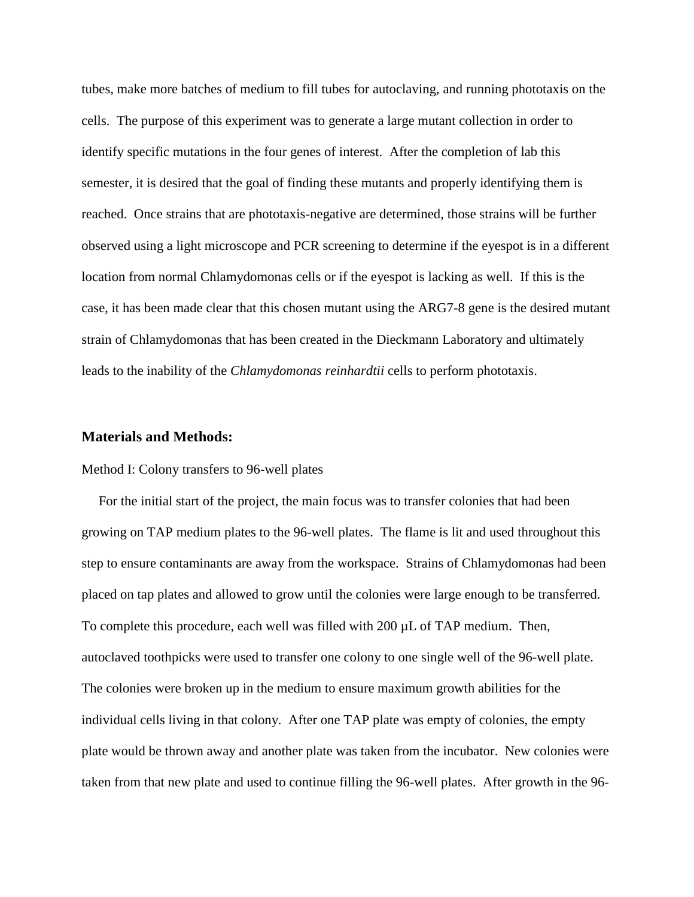tubes, make more batches of medium to fill tubes for autoclaving, and running phototaxis on the cells. The purpose of this experiment was to generate a large mutant collection in order to identify specific mutations in the four genes of interest. After the completion of lab this semester, it is desired that the goal of finding these mutants and properly identifying them is reached. Once strains that are phototaxis-negative are determined, those strains will be further observed using a light microscope and PCR screening to determine if the eyespot is in a different location from normal Chlamydomonas cells or if the eyespot is lacking as well. If this is the case, it has been made clear that this chosen mutant using the ARG7-8 gene is the desired mutant strain of Chlamydomonas that has been created in the Dieckmann Laboratory and ultimately leads to the inability of the *Chlamydomonas reinhardtii* cells to perform phototaxis.

## Materials and Methods:

Method I: Colony transfers to 96-well plates

For the initial start of the project, the main focus was to transfer colonies that had been growing on TAP medium plates to the 96-well plates. The flame is lit and used throughout this step to ensure contaminants are away from the workspace. Strains of Chlamydomonas had been placed on tap plates and allowed to grow until the colonies were large enough to be transferred. To complete this procedure, each well was filled with 200 µL of TAP medium. Then, autoclaved toothpicks were used to transfer one colony to one single well of the 96-well plate. The colonies were broken up in the medium to ensure maximum growth abilities for the individual cells living in that colony. After one TAP plate was empty of colonies, the empty plate would be thrown away and another plate was taken from the incubator. New colonies were taken from that new plate and used to continue filling the 96-well plates. After growth in the 96-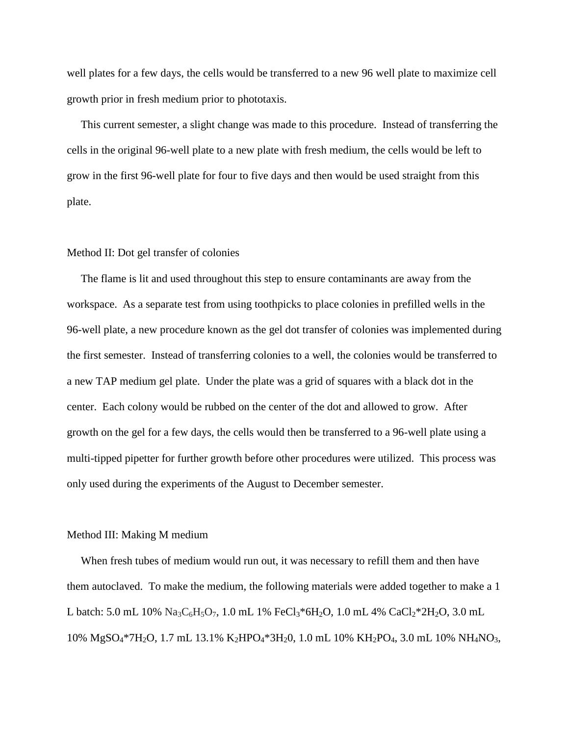well plates for a few days, the cells would be transferred to a new 96 well plate to maximize cell growth prior in fresh medium prior to phototaxis.

This current semester, a slight change was made to this procedure. Instead of transferring the cells in the original 96-well plate to a new plate with fresh medium, the cells would be left to grow in the first 96-well plate for four to five days and then would be used straight from this plate.

## Method II: Dot gel transfer of colonies

The flame is lit and used throughout this step to ensure contaminants are away from the workspace. As a separate test from using toothpicks to place colonies in prefilled wells in the 96-well plate, a new procedure known as the gel dot transfer of colonies was implemented during the first semester. Instead of transferring colonies to a well, the colonies would be transferred to a new TAP medium gel plate. Under the plate was a grid of squares with a black dot in the center. Each colony would be rubbed on the center of the dot and allowed to grow. After growth on the gel for a few days, the cells would then be transferred to a 96-well plate using a multi-tipped pipetter for further growth before other procedures were utilized. This process was only used during the experiments of the August to December semester.

## Method III: Making M medium

When fresh tubes of medium would run out, it was necessary to refill them and then have them autoclaved. To make the medium, the following materials were added together to make a 1 L batch: 5.0 mL 10% $Na_3C_6H_5O_7$, 1.0 mL 1% $FeCl_3*6H_2O$, 1.0 mL 4% $CaCl_2*2H_2O$, 3.0 mL 10% $MgSO_4*7H_2O$, 1.7 mL 13.1% $K_2HPO_4*3H_20$, 1.0 mL 10% $KH_2PO_4$, 3.0 mL 10% $NH_4NO_3$,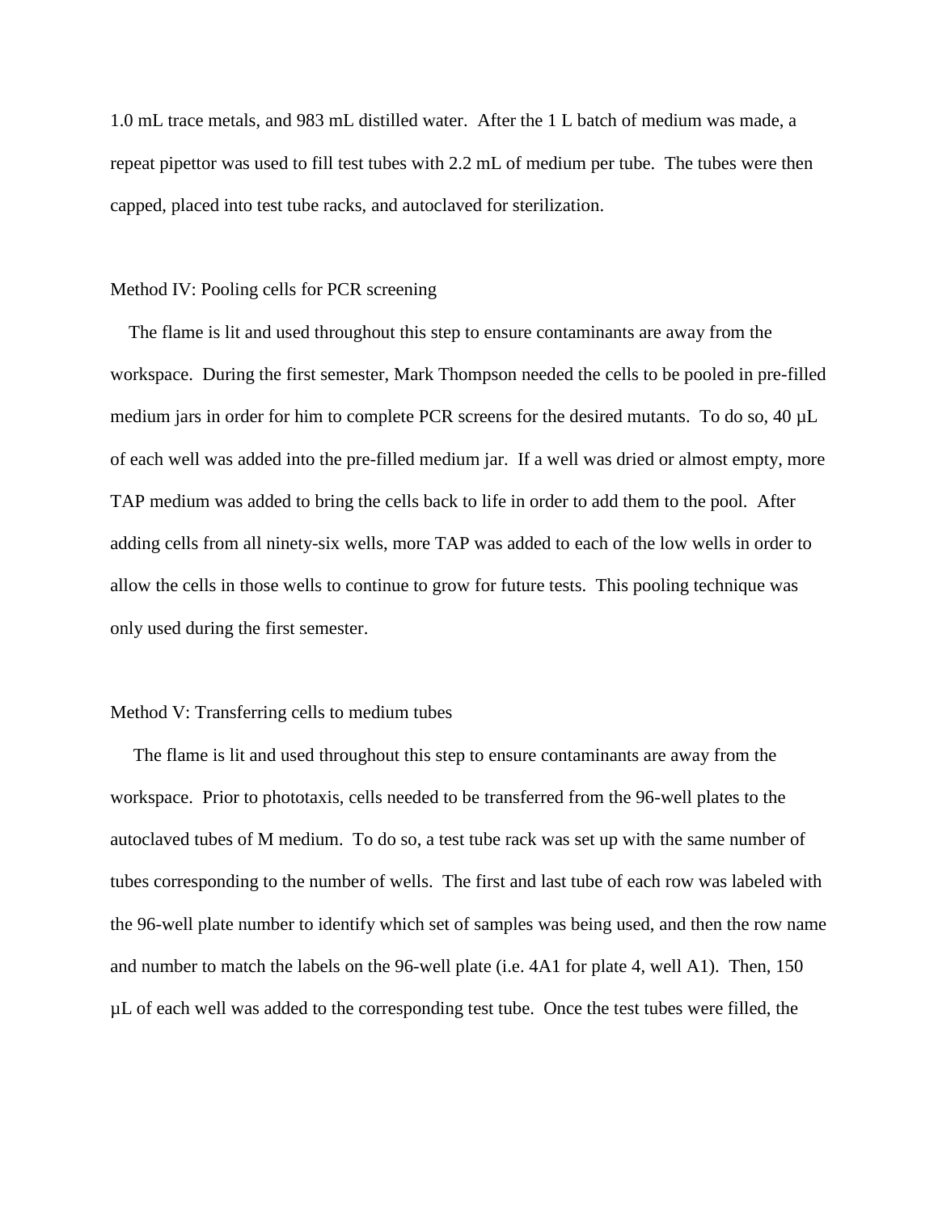1.0 mL trace metals, and 983 mL distilled water. After the 1 L batch of medium was made, a repeat pipettor was used to fill test tubes with 2.2 mL of medium per tube. The tubes were then capped, placed into test tube racks, and autoclaved for sterilization.

## Method IV: Pooling cells for PCR screening

The flame is lit and used throughout this step to ensure contaminants are away from the workspace. During the first semester, Mark Thompson needed the cells to be pooled in pre-filled medium jars in order for him to complete PCR screens for the desired mutants. To do so, 40 μL of each well was added into the pre-filled medium jar. If a well was dried or almost empty, more TAP medium was added to bring the cells back to life in order to add them to the pool. After adding cells from all ninety-six wells, more TAP was added to each of the low wells in order to allow the cells in those wells to continue to grow for future tests. This pooling technique was only used during the first semester.

## Method V: Transferring cells to medium tubes

The flame is lit and used throughout this step to ensure contaminants are away from the workspace. Prior to phototaxis, cells needed to be transferred from the 96-well plates to the autoclaved tubes of M medium. To do so, a test tube rack was set up with the same number of tubes corresponding to the number of wells. The first and last tube of each row was labeled with the 96-well plate number to identify which set of samples was being used, and then the row name and number to match the labels on the 96-well plate (i.e. 4A1 for plate 4, well A1). Then, 150 μL of each well was added to the corresponding test tube. Once the test tubes were filled, the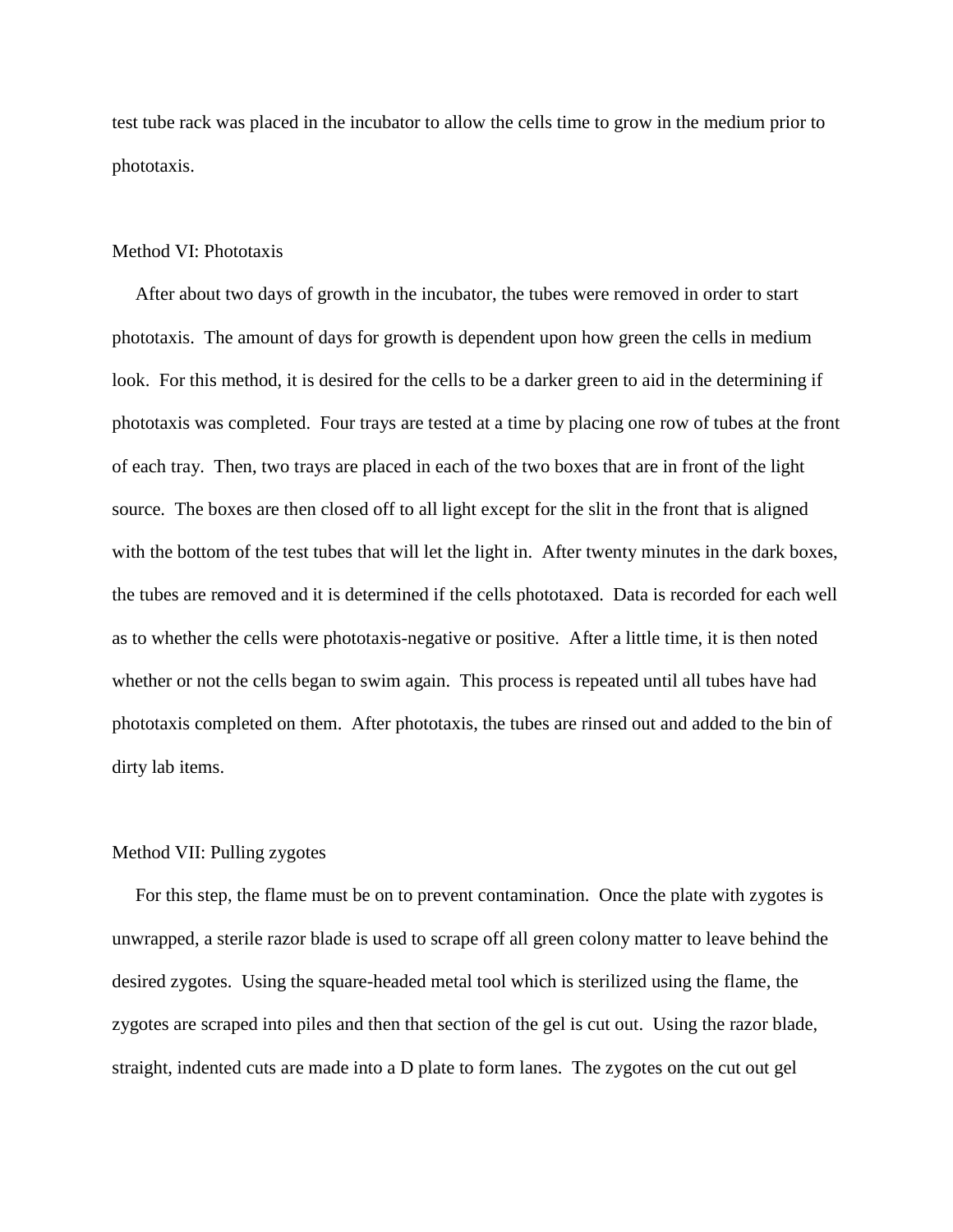test tube rack was placed in the incubator to allow the cells time to grow in the medium prior to phototaxis.

### Method VI: Phototaxis

After about two days of growth in the incubator, the tubes were removed in order to start phototaxis. The amount of days for growth is dependent upon how green the cells in medium look. For this method, it is desired for the cells to be a darker green to aid in the determining if phototaxis was completed. Four trays are tested at a time by placing one row of tubes at the front of each tray. Then, two trays are placed in each of the two boxes that are in front of the light source. The boxes are then closed off to all light except for the slit in the front that is aligned with the bottom of the test tubes that will let the light in. After twenty minutes in the dark boxes, the tubes are removed and it is determined if the cells phototaxed. Data is recorded for each well as to whether the cells were phototaxis-negative or positive. After a little time, it is then noted whether or not the cells began to swim again. This process is repeated until all tubes have had phototaxis completed on them. After phototaxis, the tubes are rinsed out and added to the bin of dirty lab items.

### Method VII: Pulling zygotes

For this step, the flame must be on to prevent contamination. Once the plate with zygotes is unwrapped, a sterile razor blade is used to scrape off all green colony matter to leave behind the desired zygotes. Using the square-headed metal tool which is sterilized using the flame, the zygotes are scraped into piles and then that section of the gel is cut out. Using the razor blade, straight, indented cuts are made into a D plate to form lanes. The zygotes on the cut out gel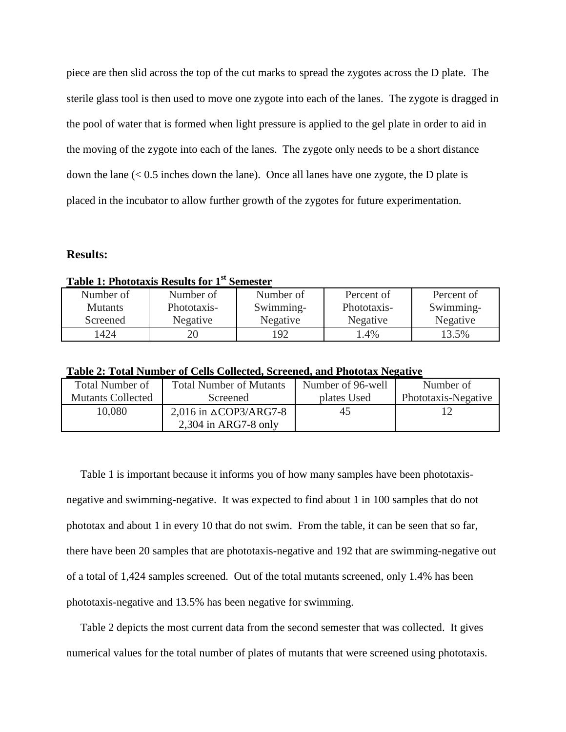piece are then slid across the top of the cut marks to spread the zygotes across the D plate. The sterile glass tool is then used to move one zygote into each of the lanes. The zygote is dragged in the pool of water that is formed when light pressure is applied to the gel plate in order to aid in the moving of the zygote into each of the lanes. The zygote only needs to be a short distance down the lane (< 0.5 inches down the lane). Once all lanes have one zygote, the D plate is placed in the incubator to allow further growth of the zygotes for future experimentation.

**Results:**

**Table 1: Phototaxis Results for 1st Semester**

| Number of Mutants Screened | Number of Phototaxis-Negative | Number of Swimming-Negative | Percent of Phototaxis-Negative | Percent of Swimming-Negative |
|---|---|---|---|---|
| 1424 | 20 | 192 | 1.4% | 13.5% |

**Table 2: Total Number of Cells Collected, Screened, and Phototax Negative**

| Total Number of Mutants Collected | Total Number of Mutants Screened | Number of 96-well plates Used | Number of Phototaxis-Negative |
|---|---|---|---|
| 10,080 | 2,016 in ΔCOP3/ARG7-8<br>2,304 in ARG7-8 only | 45 | 12 |

Table 1 is important because it informs you of how many samples have been phototaxis-negative and swimming-negative. It was expected to find about 1 in 100 samples that do not phototax and about 1 in every 10 that do not swim. From the table, it can be seen that so far, there have been 20 samples that are phototaxis-negative and 192 that are swimming-negative out of a total of 1,424 samples screened. Out of the total mutants screened, only 1.4% has been phototaxis-negative and 13.5% has been negative for swimming.

Table 2 depicts the most current data from the second semester that was collected. It gives numerical values for the total number of plates of mutants that were screened using phototaxis.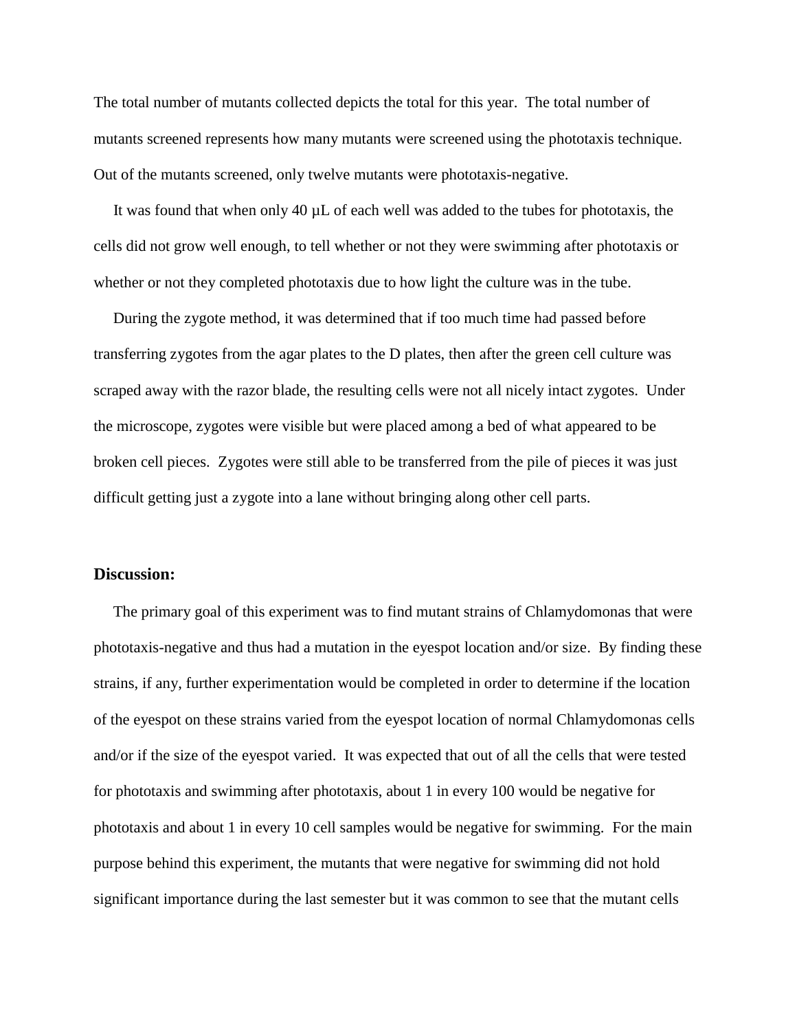The total number of mutants collected depicts the total for this year. The total number of mutants screened represents how many mutants were screened using the phototaxis technique. Out of the mutants screened, only twelve mutants were phototaxis-negative.

It was found that when only 40 µL of each well was added to the tubes for phototaxis, the cells did not grow well enough, to tell whether or not they were swimming after phototaxis or whether or not they completed phototaxis due to how light the culture was in the tube.

During the zygote method, it was determined that if too much time had passed before transferring zygotes from the agar plates to the D plates, then after the green cell culture was scraped away with the razor blade, the resulting cells were not all nicely intact zygotes. Under the microscope, zygotes were visible but were placed among a bed of what appeared to be broken cell pieces. Zygotes were still able to be transferred from the pile of pieces it was just difficult getting just a zygote into a lane without bringing along other cell parts.

### Discussion:

The primary goal of this experiment was to find mutant strains of Chlamydomonas that were phototaxis-negative and thus had a mutation in the eyespot location and/or size. By finding these strains, if any, further experimentation would be completed in order to determine if the location of the eyespot on these strains varied from the eyespot location of normal Chlamydomonas cells and/or if the size of the eyespot varied. It was expected that out of all the cells that were tested for phototaxis and swimming after phototaxis, about 1 in every 100 would be negative for phototaxis and about 1 in every 10 cell samples would be negative for swimming. For the main purpose behind this experiment, the mutants that were negative for swimming did not hold significant importance during the last semester but it was common to see that the mutant cells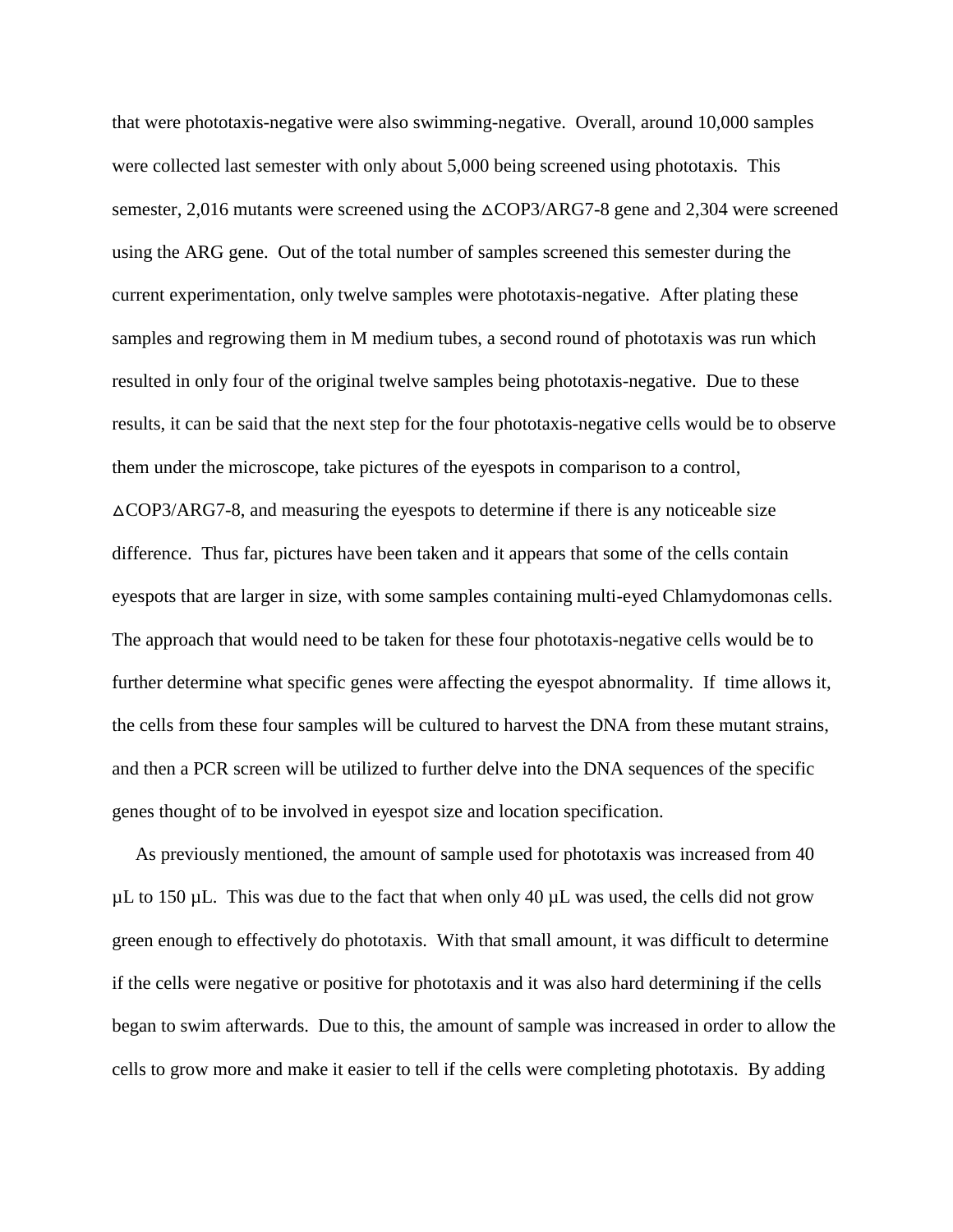that were phototaxis-negative were also swimming-negative. Overall, around 10,000 samples were collected last semester with only about 5,000 being screened using phototaxis. This semester, 2,016 mutants were screened using the ∆COP3/ARG7-8 gene and 2,304 were screened using the ARG gene. Out of the total number of samples screened this semester during the current experimentation, only twelve samples were phototaxis-negative. After plating these samples and regrowing them in M medium tubes, a second round of phototaxis was run which resulted in only four of the original twelve samples being phototaxis-negative. Due to these results, it can be said that the next step for the four phototaxis-negative cells would be to observe them under the microscope, take pictures of the eyespots in comparison to a control, ∆COP3/ARG7-8, and measuring the eyespots to determine if there is any noticeable size difference. Thus far, pictures have been taken and it appears that some of the cells contain eyespots that are larger in size, with some samples containing multi-eyed Chlamydomonas cells. The approach that would need to be taken for these four phototaxis-negative cells would be to further determine what specific genes were affecting the eyespot abnormality. If time allows it, the cells from these four samples will be cultured to harvest the DNA from these mutant strains, and then a PCR screen will be utilized to further delve into the DNA sequences of the specific genes thought of to be involved in eyespot size and location specification.

As previously mentioned, the amount of sample used for phototaxis was increased from 40 µL to 150 µL. This was due to the fact that when only 40 µL was used, the cells did not grow green enough to effectively do phototaxis. With that small amount, it was difficult to determine if the cells were negative or positive for phototaxis and it was also hard determining if the cells began to swim afterwards. Due to this, the amount of sample was increased in order to allow the cells to grow more and make it easier to tell if the cells were completing phototaxis. By adding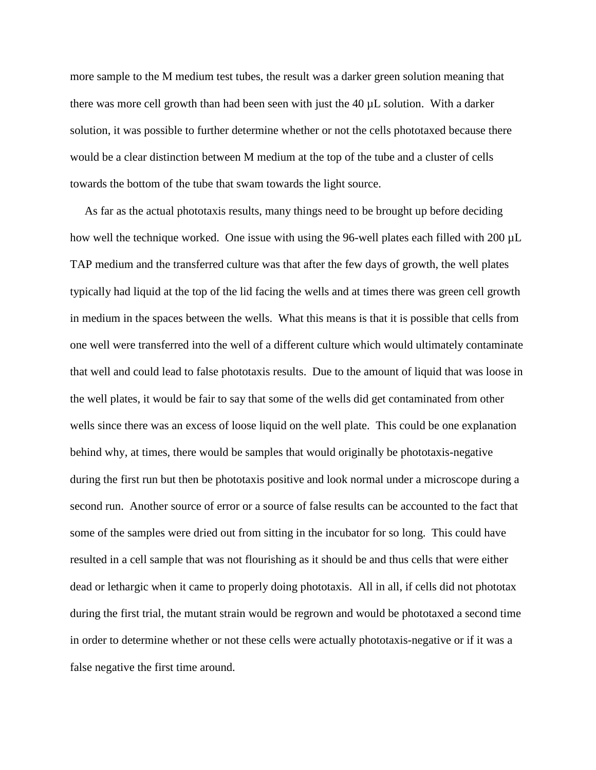more sample to the M medium test tubes, the result was a darker green solution meaning that there was more cell growth than had been seen with just the 40 µL solution. With a darker solution, it was possible to further determine whether or not the cells phototaxed because there would be a clear distinction between M medium at the top of the tube and a cluster of cells towards the bottom of the tube that swam towards the light source.

As far as the actual phototaxis results, many things need to be brought up before deciding how well the technique worked. One issue with using the 96-well plates each filled with 200 µL TAP medium and the transferred culture was that after the few days of growth, the well plates typically had liquid at the top of the lid facing the wells and at times there was green cell growth in medium in the spaces between the wells. What this means is that it is possible that cells from one well were transferred into the well of a different culture which would ultimately contaminate that well and could lead to false phototaxis results. Due to the amount of liquid that was loose in the well plates, it would be fair to say that some of the wells did get contaminated from other wells since there was an excess of loose liquid on the well plate. This could be one explanation behind why, at times, there would be samples that would originally be phototaxis-negative during the first run but then be phototaxis positive and look normal under a microscope during a second run. Another source of error or a source of false results can be accounted to the fact that some of the samples were dried out from sitting in the incubator for so long. This could have resulted in a cell sample that was not flourishing as it should be and thus cells that were either dead or lethargic when it came to properly doing phototaxis. All in all, if cells did not phototax during the first trial, the mutant strain would be regrown and would be phototaxed a second time in order to determine whether or not these cells were actually phototaxis-negative or if it was a false negative the first time around.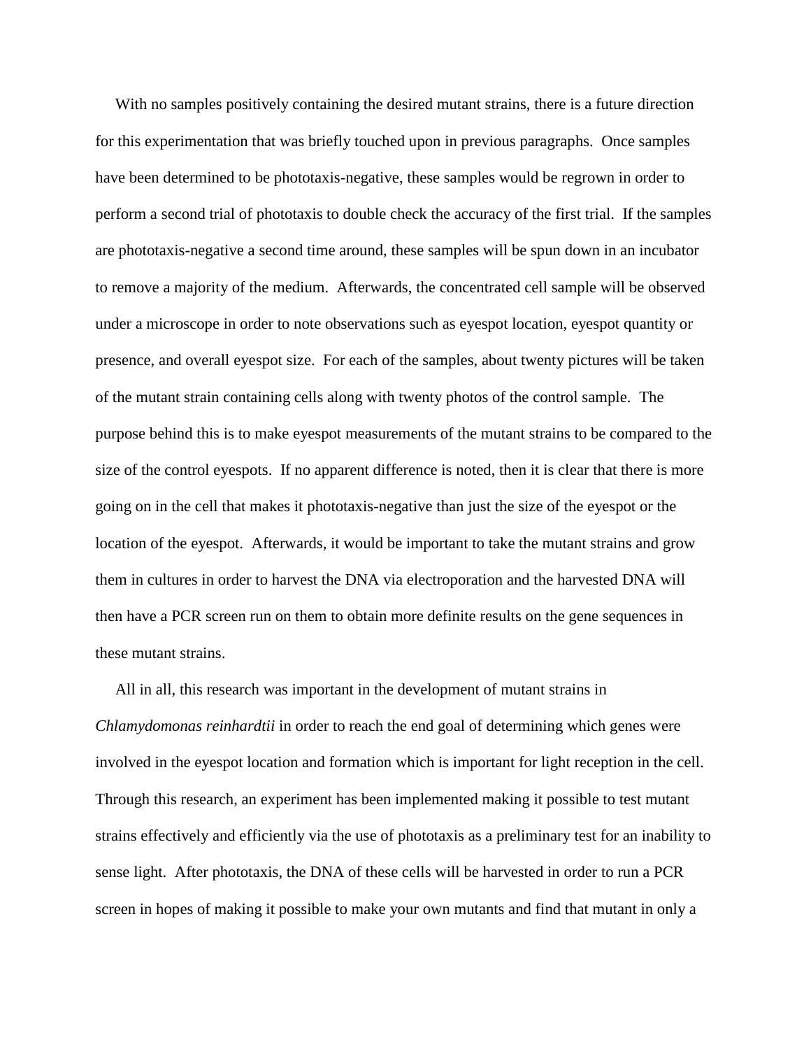With no samples positively containing the desired mutant strains, there is a future direction for this experimentation that was briefly touched upon in previous paragraphs. Once samples have been determined to be phototaxis-negative, these samples would be regrown in order to perform a second trial of phototaxis to double check the accuracy of the first trial. If the samples are phototaxis-negative a second time around, these samples will be spun down in an incubator to remove a majority of the medium. Afterwards, the concentrated cell sample will be observed under a microscope in order to note observations such as eyespot location, eyespot quantity or presence, and overall eyespot size. For each of the samples, about twenty pictures will be taken of the mutant strain containing cells along with twenty photos of the control sample. The purpose behind this is to make eyespot measurements of the mutant strains to be compared to the size of the control eyespots. If no apparent difference is noted, then it is clear that there is more going on in the cell that makes it phototaxis-negative than just the size of the eyespot or the location of the eyespot. Afterwards, it would be important to take the mutant strains and grow them in cultures in order to harvest the DNA via electroporation and the harvested DNA will then have a PCR screen run on them to obtain more definite results on the gene sequences in these mutant strains.

All in all, this research was important in the development of mutant strains in *Chlamydomonas reinhardtii* in order to reach the end goal of determining which genes were involved in the eyespot location and formation which is important for light reception in the cell. Through this research, an experiment has been implemented making it possible to test mutant strains effectively and efficiently via the use of phototaxis as a preliminary test for an inability to sense light. After phototaxis, the DNA of these cells will be harvested in order to run a PCR screen in hopes of making it possible to make your own mutants and find that mutant in only a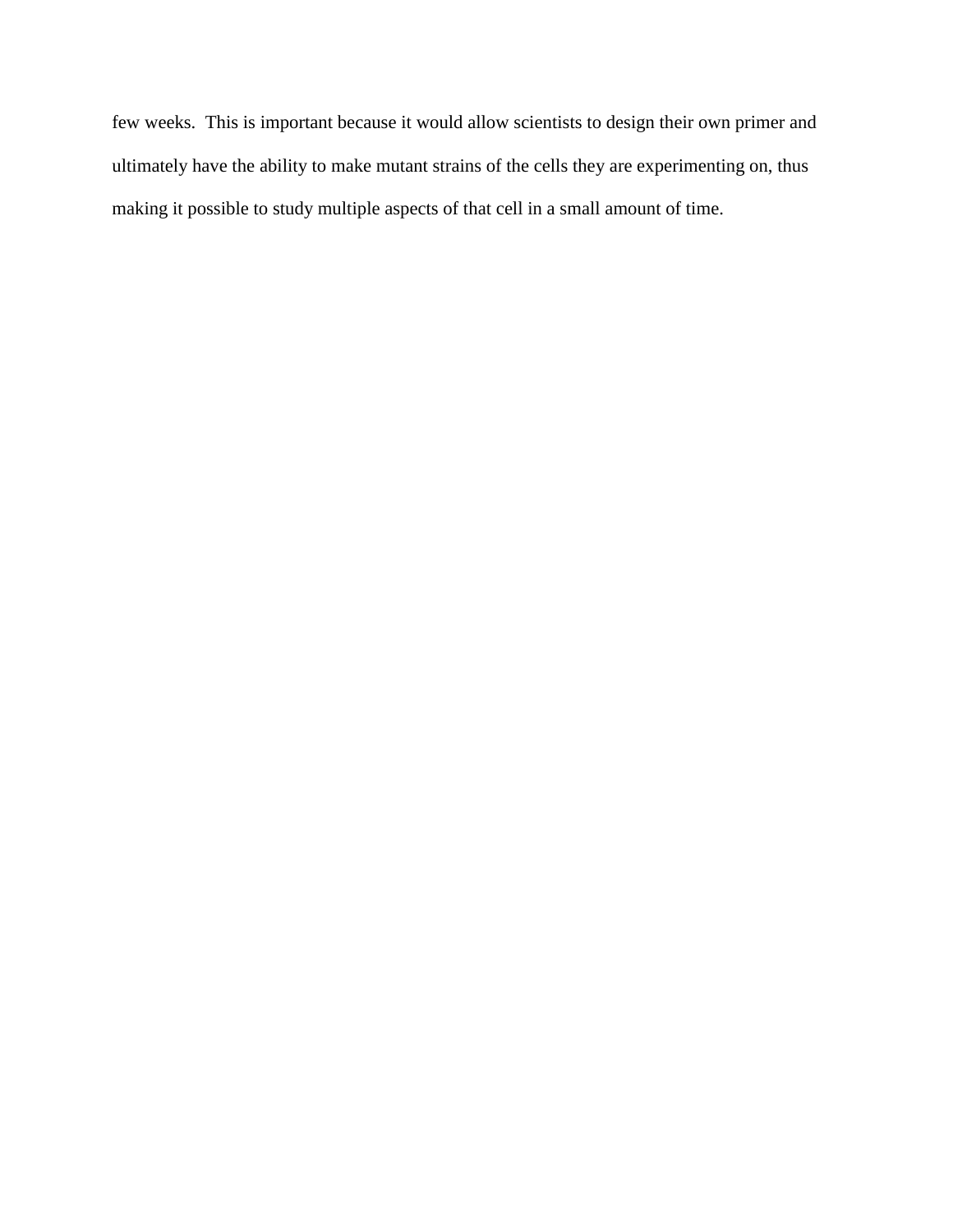few weeks.  This is important because it would allow scientists to design their own primer and ultimately have the ability to make mutant strains of the cells they are experimenting on, thus making it possible to study multiple aspects of that cell in a small amount of time.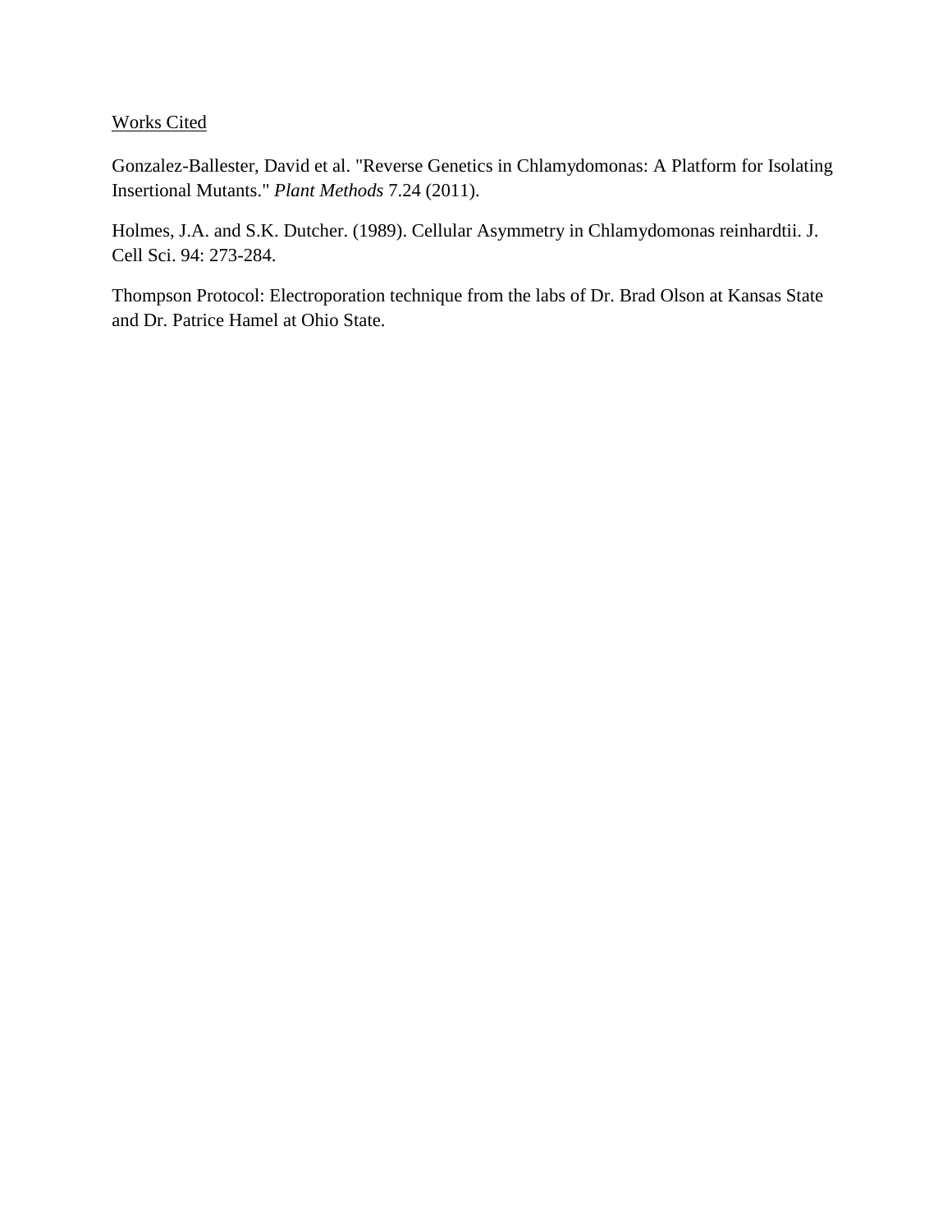## Works Cited

Gonzalez-Ballester, David et al. "Reverse Genetics in Chlamydomonas: A Platform for Isolating Insertional Mutants." *Plant Methods* 7.24 (2011).

Holmes, J.A. and S.K. Dutcher. (1989). Cellular Asymmetry in Chlamydomonas reinhardtii. J. Cell Sci. 94: 273-284.

Thompson Protocol: Electroporation technique from the labs of Dr. Brad Olson at Kansas State and Dr. Patrice Hamel at Ohio State.